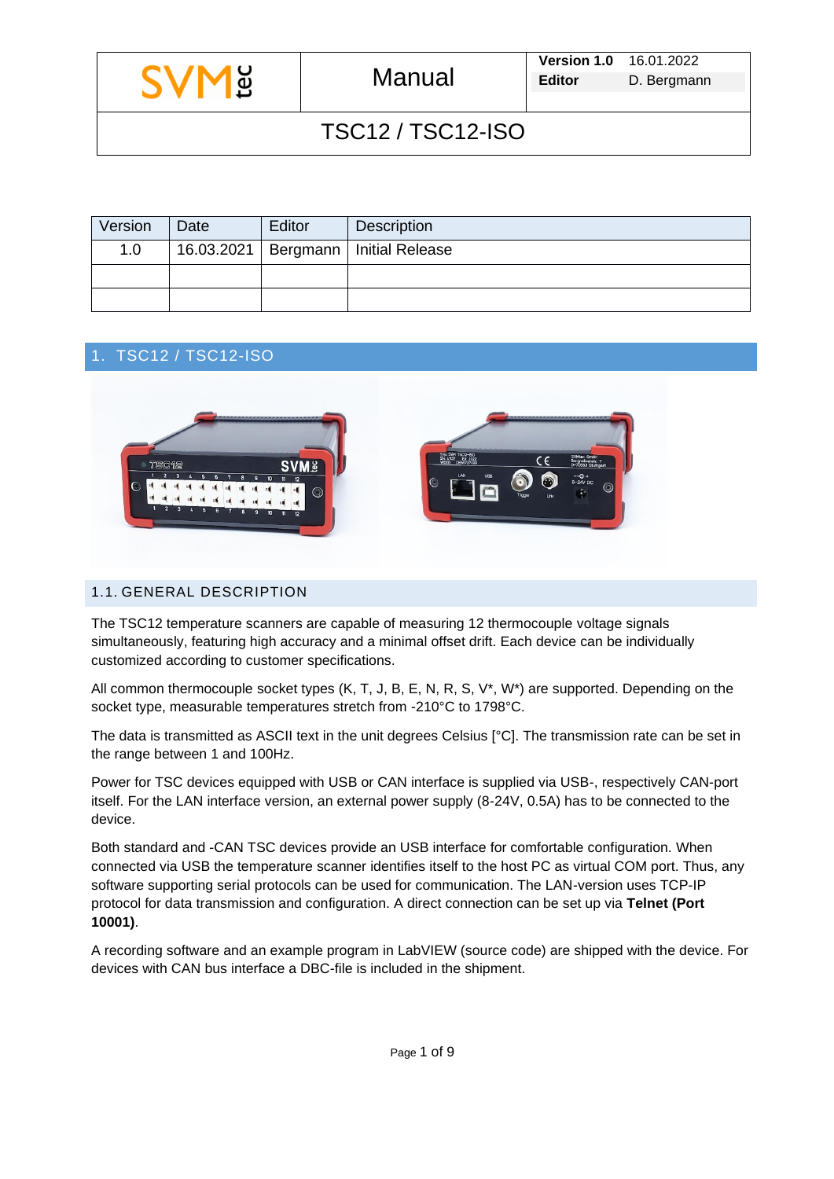| SVMtec | Manual | Version 1.0 | 16.01.2022 |
|---|---|---|---|
| | | Editor | D. Bergmann |

TSC12 / TSC12-ISO

| Version | Date | Editor | Description |
|---|---|---|---|
| 1.0 | 16.03.2021 | Bergmann | Initial Release |
| | | | |
| | | | |

# 1. TSC12 / TSC12-ISO

## 1.1. GENERAL DESCRIPTION

The TSC12 temperature scanners are capable of measuring 12 thermocouple voltage signals simultaneously, featuring high accuracy and a minimal offset drift. Each device can be individually customized according to customer specifications.

All common thermocouple socket types (K, T, J, B, E, N, R, S, V*, W*) are supported. Depending on the socket type, measurable temperatures stretch from -210°C to 1798°C.

The data is transmitted as ASCII text in the unit degrees Celsius [°C]. The transmission rate can be set in the range between 1 and 100Hz.

Power for TSC devices equipped with USB or CAN interface is supplied via USB-, respectively CAN-port itself. For the LAN interface version, an external power supply (8-24V, 0.5A) has to be connected to the device.

Both standard and -CAN TSC devices provide an USB interface for comfortable configuration. When connected via USB the temperature scanner identifies itself to the host PC as virtual COM port. Thus, any software supporting serial protocols can be used for communication. The LAN-version uses TCP-IP protocol for data transmission and configuration. A direct connection can be set up via **Telnet (Port 10001)**.

A recording software and an example program in LabVIEW (source code) are shipped with the device. For devices with CAN bus interface a DBC-file is included in the shipment.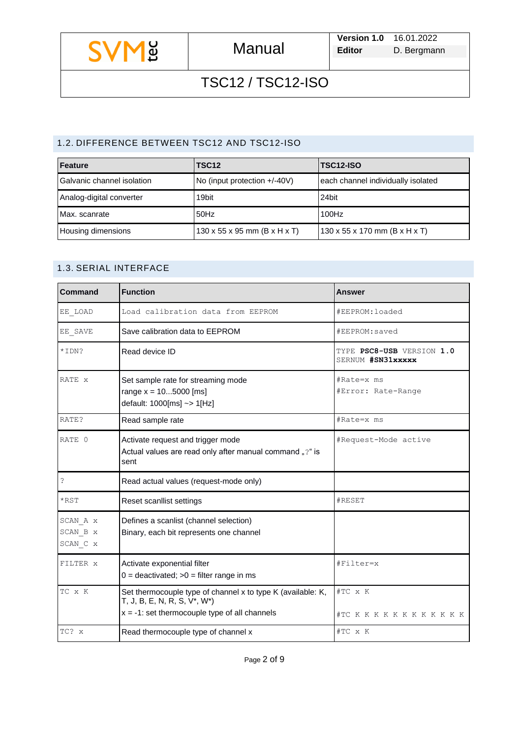## 1.2. DIFFERENCE BETWEEN TSC12 AND TSC12-ISO

| Feature | TSC12 | TSC12-ISO |
|---|---|---|
| Galvanic channel isolation | No (input protection +/-40V) | each channel individually isolated |
| Analog-digital converter | 19bit | 24bit |
| Max. scanrate | 50Hz | 100Hz |
| Housing dimensions | 130 x 55 x 95 mm (B x H x T) | 130 x 55 x 170 mm (B x H x T) |

## 1.3. SERIAL INTERFACE

| Command | Function | Answer |
|---|---|---|
| EE_LOAD | Load calibration data from EEPROM | #EEPROM:loaded |
| EE_SAVE | Save calibration data to EEPROM | #EEPROM:saved |
| *IDN? | Read device ID | TYPE **PSC8-USB** VERSION **1.0** SERNUM **#SN31xxxxx** |
| RATE x | Set sample rate for streaming mode<br>range x = 10...5000 [ms]<br>default: 1000[ms] ~> 1[Hz] | #Rate=x ms<br>#Error: Rate-Range |
| RATE? | Read sample rate | #Rate=x ms |
| RATE 0 | Activate request and trigger mode<br>Actual values are read only after manual command „?“ is sent | #Request-Mode active |
| ? | Read actual values (request-mode only) | |
| *RST | Reset scanllist settings | #RESET |
| SCAN_A x<br>SCAN_B x<br>SCAN_C x | Defines a scanlist (channel selection)<br>Binary, each bit represents one channel | |
| FILTER x | Activate exponential filter<br>0 = deactivated; >0 = filter range in ms | #Filter=x |
| TC x K | Set thermocouple type of channel x to type K (available: K, T, J, B, E, N, R, S, V*, W*)<br>x = -1: set thermocouple type of all channels | #TC x K<br>#TC K K K K K K K K K K K K |
| TC? x | Read thermocouple type of channel x | #TC x K |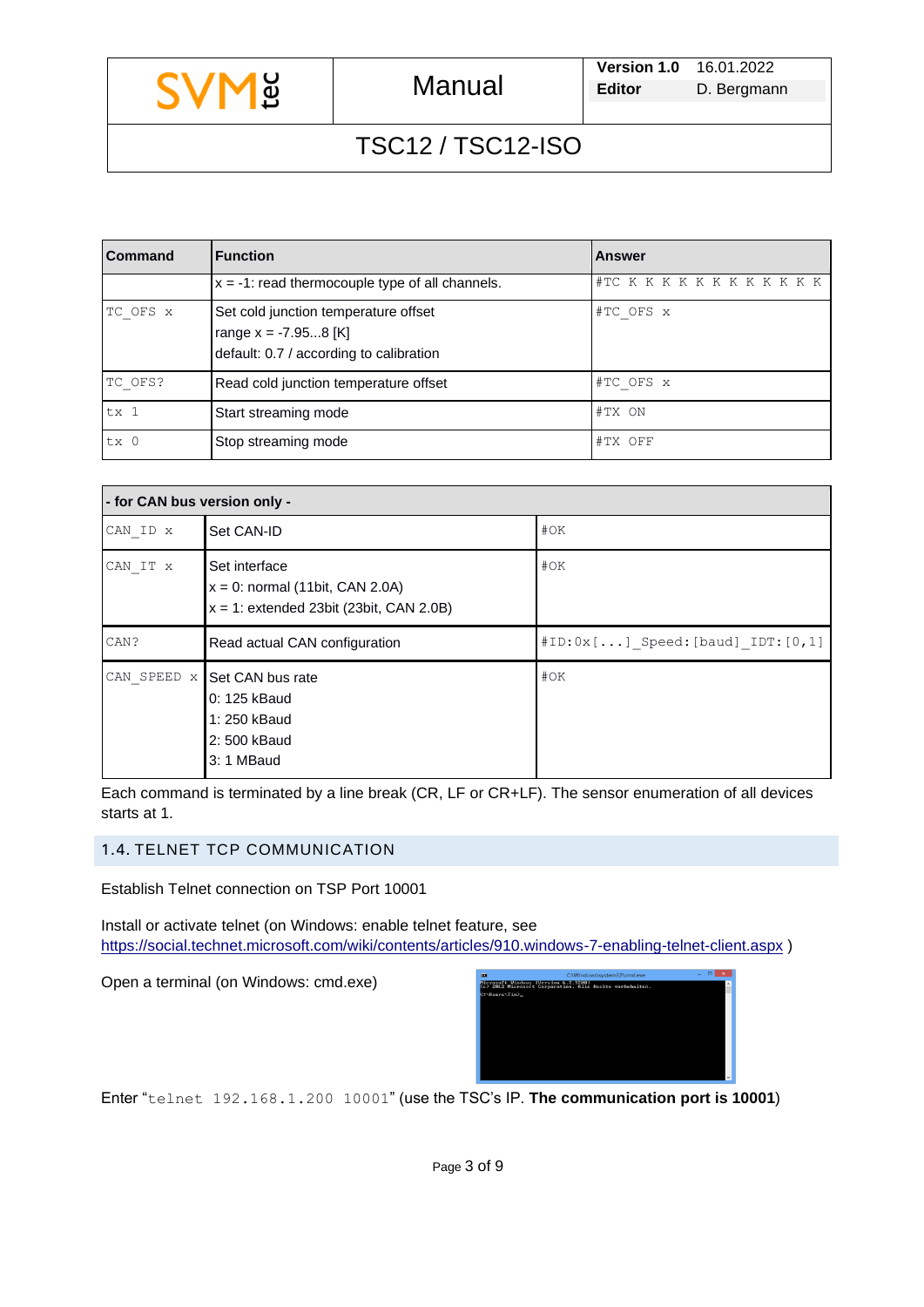| Command | Function | Answer |
|---|---|---|
| | x = -1: read thermocouple type of all channels. | `#TC K K K K K K K K K K K K` |
| `TC_OFS x` | Set cold junction temperature offset<br>range x = -7.95...8 [K]<br>default: 0.7 / according to calibration | `#TC_OFS x` |
| `TC_OFS?` | Read cold junction temperature offset | `#TC_OFS x` |
| `tx 1` | Start streaming mode | `#TX ON` |
| `tx 0` | Stop streaming mode | `#TX OFF` |

| - for CAN bus version only - | | |
|---|---|---|
| `CAN_ID x` | Set CAN-ID | `#OK` |
| `CAN_IT x` | Set interface<br>x = 0: normal (11bit, CAN 2.0A)<br>x = 1: extended 23bit (23bit, CAN 2.0B) | `#OK` |
| `CAN?` | Read actual CAN configuration | `#ID:0x[...]_Speed:[baud]_IDT:[0,1]` |
| `CAN_SPEED x` | Set CAN bus rate<br>0: 125 kBaud<br>1: 250 kBaud<br>2: 500 kBaud<br>3: 1 MBaud | `#OK` |

Each command is terminated by a line break (CR, LF or CR+LF). The sensor enumeration of all devices starts at 1.

## 1.4. TELNET TCP COMMUNICATION

Establish Telnet connection on TSP Port 10001

Install or activate telnet (on Windows: enable telnet feature, see https://social.technet.microsoft.com/wiki/contents/articles/910.windows-7-enabling-telnet-client.aspx )

Open a terminal (on Windows: cmd.exe)

Enter "`telnet 192.168.1.200 10001`" (use the TSC's IP. **The communication port is 10001**)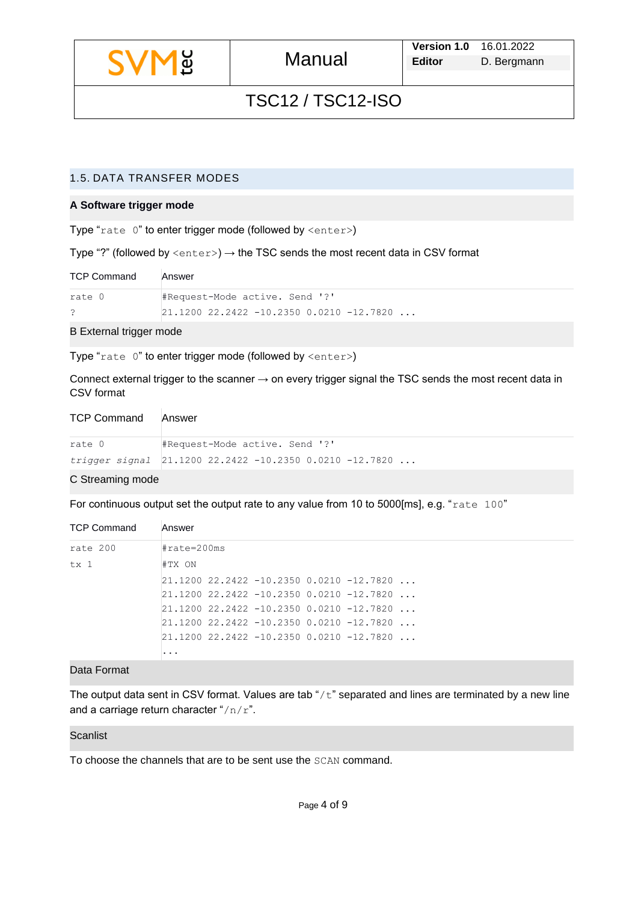## 1.5. DATA TRANSFER MODES

### A Software trigger mode

Type “`rate 0`” to enter trigger mode (followed by `<enter>`)

Type “?” (followed by `<enter>`) → the TSC sends the most recent data in CSV format

| TCP Command | Answer |
|---|---|
| `rate 0` | `#Request-Mode active. Send '?'` |
| `?` | `21.1200 22.2422 -10.2350 0.0210 -12.7820 ...` |

### B External trigger mode

Type “`rate 0`” to enter trigger mode (followed by `<enter>`)

Connect external trigger to the scanner → on every trigger signal the TSC sends the most recent data in CSV format

| TCP Command | Answer |
|---|---|
| `rate 0` | `#Request-Mode active. Send '?'` |
| *`trigger signal`* | `21.1200 22.2422 -10.2350 0.0210 -12.7820 ...` |

### C Streaming mode

For continuous output set the output rate to any value from 10 to 5000[ms], e.g. “`rate 100`”

| TCP Command | Answer |
|---|---|
| `rate 200` | `#rate=200ms` |
| `tx 1` | `#TX ON` |
| | `21.1200 22.2422 -10.2350 0.0210 -12.7820 ...` |
| | `21.1200 22.2422 -10.2350 0.0210 -12.7820 ...` |
| | `21.1200 22.2422 -10.2350 0.0210 -12.7820 ...` |
| | `21.1200 22.2422 -10.2350 0.0210 -12.7820 ...` |
| | `21.1200 22.2422 -10.2350 0.0210 -12.7820 ...` |
| | `...` |

### Data Format

The output data sent in CSV format. Values are tab “`/t`” separated and lines are terminated by a new line and a carriage return character “`/n/r`”.

### Scanlist

To choose the channels that are to be sent use the `SCAN` command.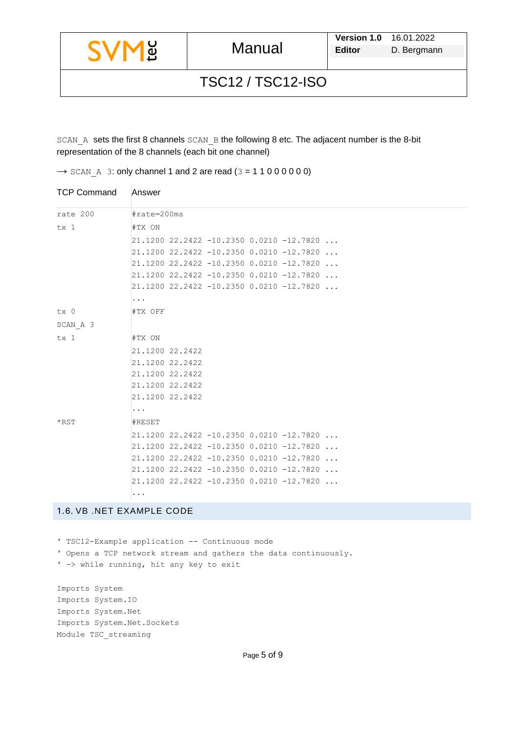`SCAN_A` sets the first 8 channels `SCAN_B` the following 8 etc. The adjacent number is the 8-bit representation of the 8 channels (each bit one channel)

→ `SCAN_A 3`: only channel 1 and 2 are read (`3` = 1 1 0 0 0 0 0 0)

| TCP Command | Answer |
|---|---|
| `rate 200` | `#rate=200ms` |
| `tx 1` | `#TX ON`<br>`21.1200 22.2422 -10.2350 0.0210 -12.7820 ...`<br>`21.1200 22.2422 -10.2350 0.0210 -12.7820 ...`<br>`21.1200 22.2422 -10.2350 0.0210 -12.7820 ...`<br>`21.1200 22.2422 -10.2350 0.0210 -12.7820 ...`<br>`21.1200 22.2422 -10.2350 0.0210 -12.7820 ...`<br>`...` |
| `tx 0` | `#TX OFF` |
| `SCAN_A 3` | |
| `tx 1` | `#TX ON`<br>`21.1200 22.2422`<br>`21.1200 22.2422`<br>`21.1200 22.2422`<br>`21.1200 22.2422`<br>`21.1200 22.2422`<br>`...` |
| `*RST` | `#RESET`<br>`21.1200 22.2422 -10.2350 0.0210 -12.7820 ...`<br>`21.1200 22.2422 -10.2350 0.0210 -12.7820 ...`<br>`21.1200 22.2422 -10.2350 0.0210 -12.7820 ...`<br>`21.1200 22.2422 -10.2350 0.0210 -12.7820 ...`<br>`21.1200 22.2422 -10.2350 0.0210 -12.7820 ...`<br>`...` |

## 1.6. VB .NET EXAMPLE CODE

```
' TSC12-Example application -- Continuous mode
' Opens a TCP network stream and gathers the data continuously.
' -> while running, hit any key to exit

Imports System
Imports System.IO
Imports System.Net
Imports System.Net.Sockets
Module TSC_streaming
```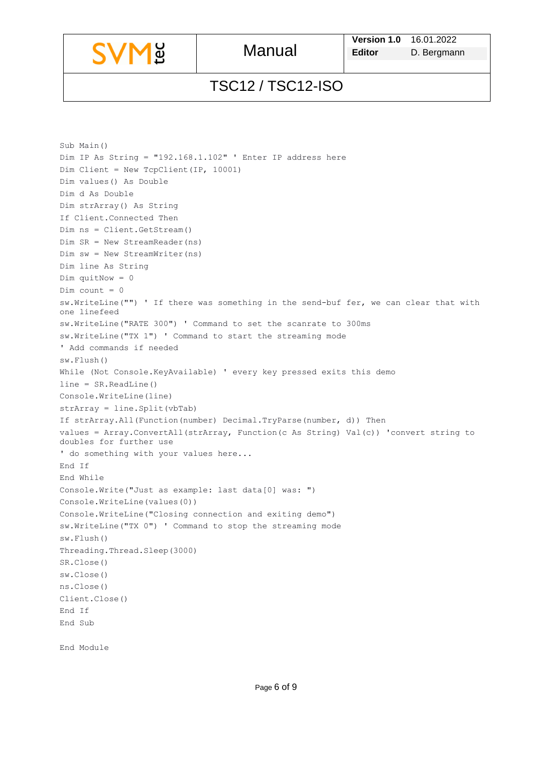```
Sub Main()
Dim IP As String = "192.168.1.102" ' Enter IP address here
Dim Client = New TcpClient(IP, 10001)
Dim values() As Double
Dim d As Double
Dim strArray() As String
If Client.Connected Then
Dim ns = Client.GetStream()
Dim SR = New StreamReader(ns)
Dim sw = New StreamWriter(ns)
Dim line As String
Dim quitNow = 0
Dim count = 0
sw.WriteLine("") ' If there was something in the send-buf fer, we can clear that with
one linefeed
sw.WriteLine("RATE 300") ' Command to set the scanrate to 300ms
sw.WriteLine("TX 1") ' Command to start the streaming mode
' Add commands if needed
sw.Flush()
While (Not Console.KeyAvailable) ' every key pressed exits this demo
line = SR.ReadLine()
Console.WriteLine(line)
strArray = line.Split(vbTab)
If strArray.All(Function(number) Decimal.TryParse(number, d)) Then
values = Array.ConvertAll(strArray, Function(c As String) Val(c)) 'convert string to
doubles for further use
' do something with your values here...
End If
End While
Console.Write("Just as example: last data[0] was: ")
Console.WriteLine(values(0))
Console.WriteLine("Closing connection and exiting demo")
sw.WriteLine("TX 0") ' Command to stop the streaming mode
sw.Flush()
Threading.Thread.Sleep(3000)
SR.Close()
sw.Close()
ns.Close()
Client.Close()
End If
End Sub

End Module
```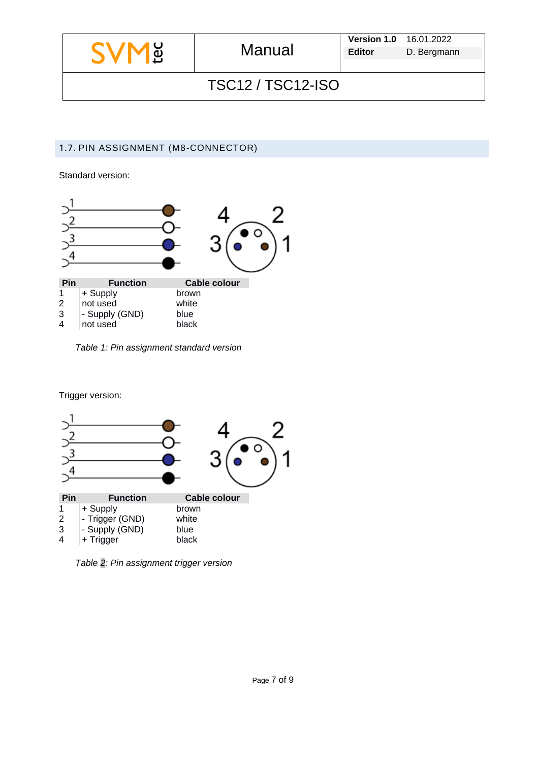## 1.7. PIN ASSIGNMENT (M8-CONNECTOR)

Standard version:

| Pin | Function | Cable colour |
|---|---|---|
| 1 | + Supply | brown |
| 2 | not used | white |
| 3 | - Supply (GND) | blue |
| 4 | not used | black |

*Table 1: Pin assignment standard version*

Trigger version:

| Pin | Function | Cable colour |
|---|---|---|
| 1 | + Supply | brown |
| 2 | - Trigger (GND) | white |
| 3 | - Supply (GND) | blue |
| 4 | + Trigger | black |

*Table 2: Pin assignment trigger version*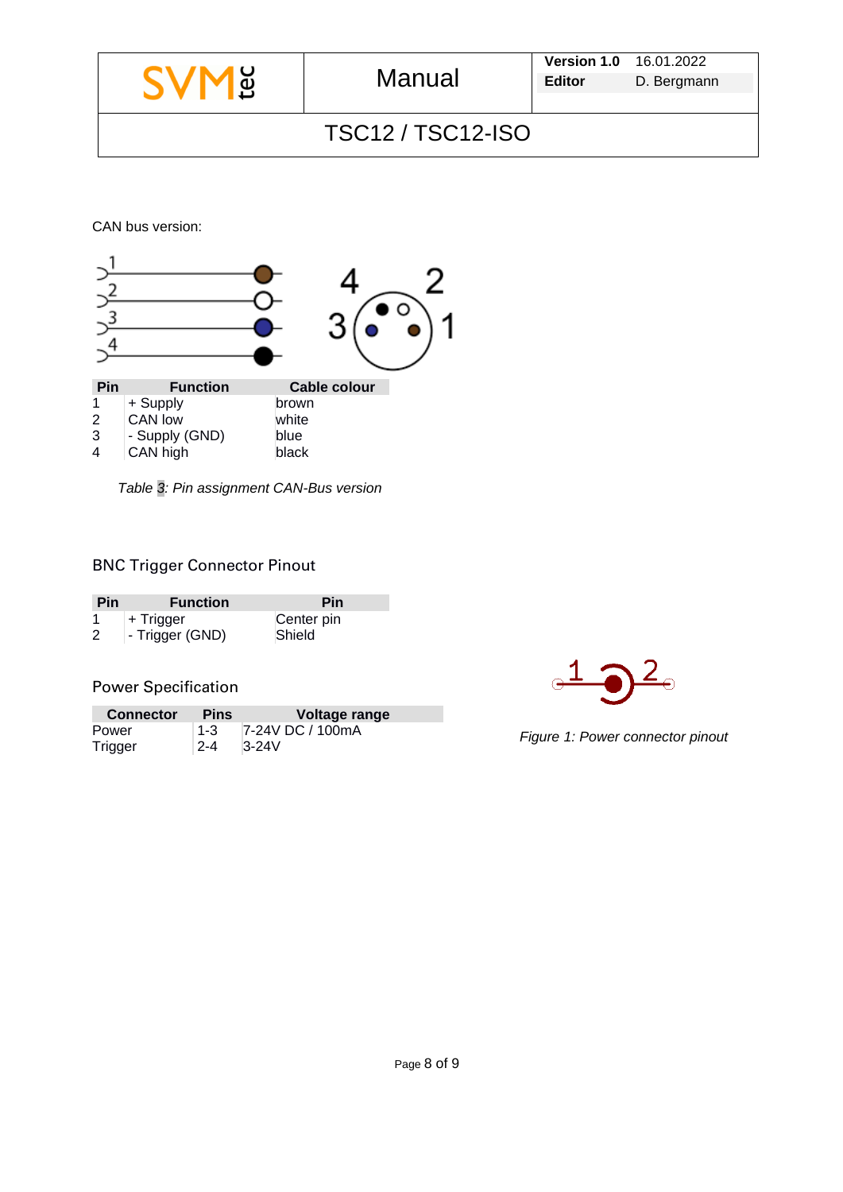CAN bus version:

| Pin | Function | Cable colour |
|---|---|---|
| 1 | + Supply | brown |
| 2 | CAN low | white |
| 3 | - Supply (GND) | blue |
| 4 | CAN high | black |

*Table 3: Pin assignment CAN-Bus version*

## BNC Trigger Connector Pinout

| Pin | Function | Pin |
|---|---|---|
| 1 | + Trigger | Center pin |
| 2 | - Trigger (GND) | Shield |

## Power Specification

| Connector | Pins | Voltage range |
|---|---|---|
| Power | 1-3 | 7-24V DC / 100mA |
| Trigger | 2-4 | 3-24V |

*Figure 1: Power connector pinout*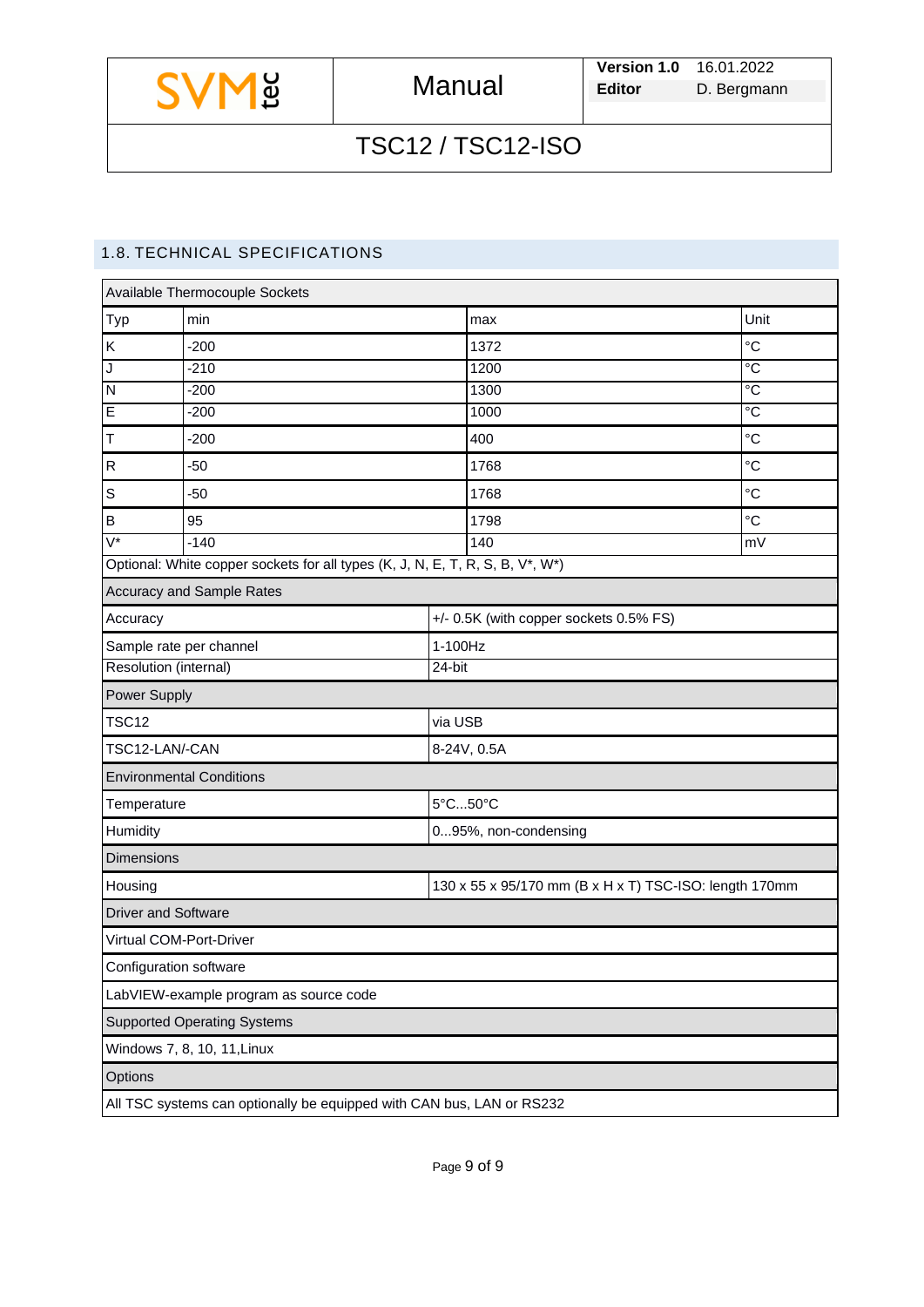## 1.8. TECHNICAL SPECIFICATIONS

| Available Thermocouple Sockets | | | |
|---|---|---|---|
| Typ | min | max | Unit |
| K | -200 | 1372 | °C |
| J | -210 | 1200 | °C |
| N | -200 | 1300 | °C |
| E | -200 | 1000 | °C |
| T | -200 | 400 | °C |
| R | -50 | 1768 | °C |
| S | -50 | 1768 | °C |
| B | 95 | 1798 | °C |
| V* | -140 | 140 | mV |
| Optional: White copper sockets for all types (K, J, N, E, T, R, S, B, V*, W*) | | | |

| Accuracy and Sample Rates | |
|---|---|
| Accuracy | +/- 0.5K (with copper sockets 0.5% FS) |
| Sample rate per channel | 1-100Hz |
| Resolution (internal) | 24-bit |
| **Power Supply** | |
| TSC12 | via USB |
| TSC12-LAN/-CAN | 8-24V, 0.5A |
| **Environmental Conditions** | |
| Temperature | 5°C...50°C |
| Humidity | 0...95%, non-condensing |
| **Dimensions** | |
| Housing | 130 x 55 x 95/170 mm (B x H x T) TSC-ISO: length 170mm |
| **Driver and Software** | |
| Virtual COM-Port-Driver | |
| Configuration software | |
| LabVIEW-example program as source code | |
| **Supported Operating Systems** | |
| Windows 7, 8, 10, 11,Linux | |
| **Options** | |
| All TSC systems can optionally be equipped with CAN bus, LAN or RS232 | |